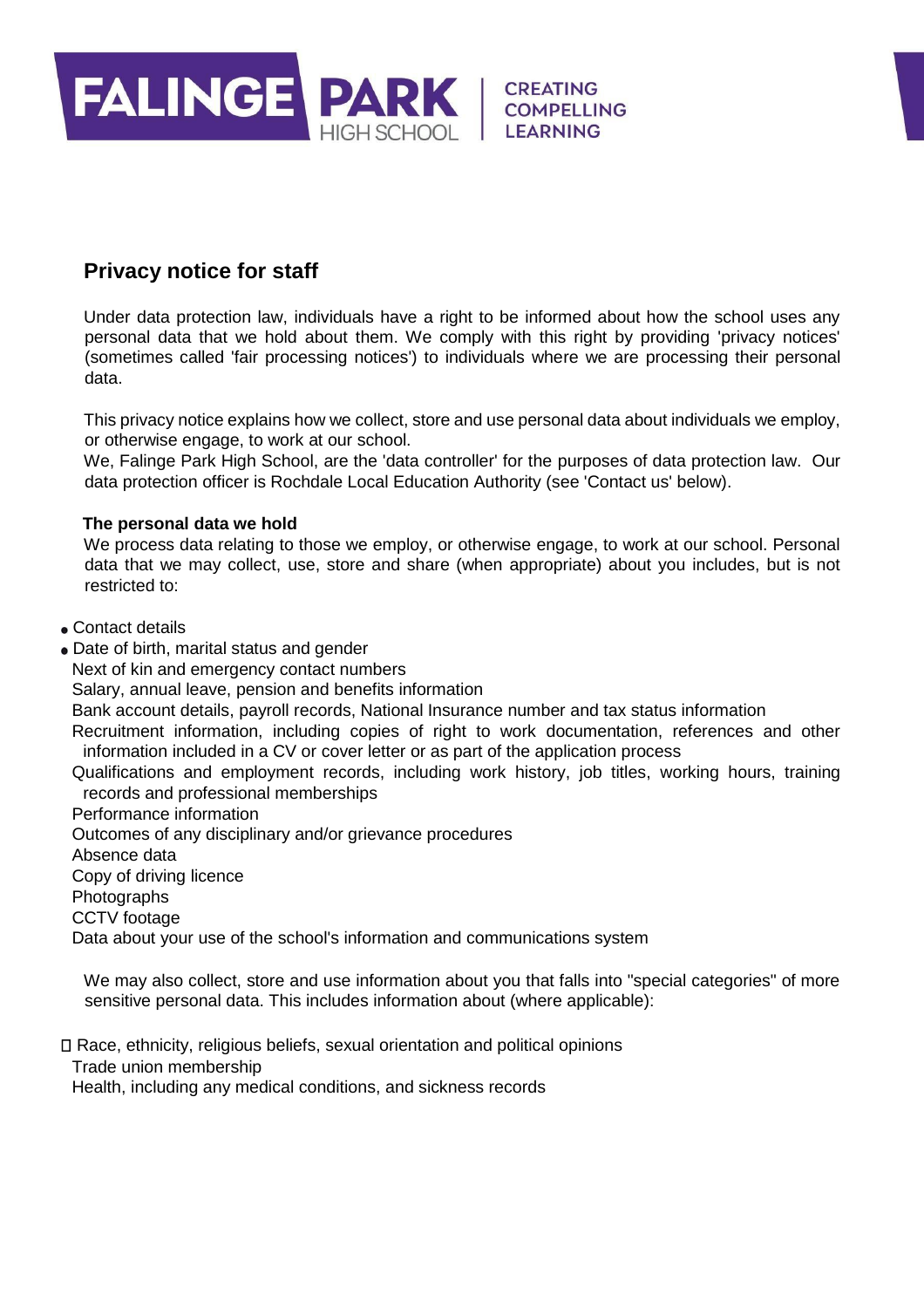FALINGE PARK HIGH SCHOOL | CREATING COMPELLING LEARNING

## Privacy notice for staff

Under data protection law, individuals have a right to be informed about how the school uses any personal data that we hold about them. We comply with this right by providing 'privacy notices' (sometimes called 'fair processing notices') to individuals where we are processing their personal data.

This privacy notice explains how we collect, store and use personal data about individuals we employ, or otherwise engage, to work at our school.
We, Falinge Park High School, are the 'data controller' for the purposes of data protection law. Our data protection officer is Rochdale Local Education Authority (see 'Contact us' below).

### The personal data we hold

We process data relating to those we employ, or otherwise engage, to work at our school. Personal data that we may collect, use, store and share (when appropriate) about you includes, but is not restricted to:

- Contact details
- Date of birth, marital status and gender
- Next of kin and emergency contact numbers
- Salary, annual leave, pension and benefits information
- Bank account details, payroll records, National Insurance number and tax status information
- Recruitment information, including copies of right to work documentation, references and other information included in a CV or cover letter or as part of the application process
- Qualifications and employment records, including work history, job titles, working hours, training records and professional memberships
- Performance information
- Outcomes of any disciplinary and/or grievance procedures
- Absence data
- Copy of driving licence
- Photographs
- CCTV footage
- Data about your use of the school's information and communications system

We may also collect, store and use information about you that falls into "special categories" of more sensitive personal data. This includes information about (where applicable):

- Race, ethnicity, religious beliefs, sexual orientation and political opinions
- Trade union membership
- Health, including any medical conditions, and sickness records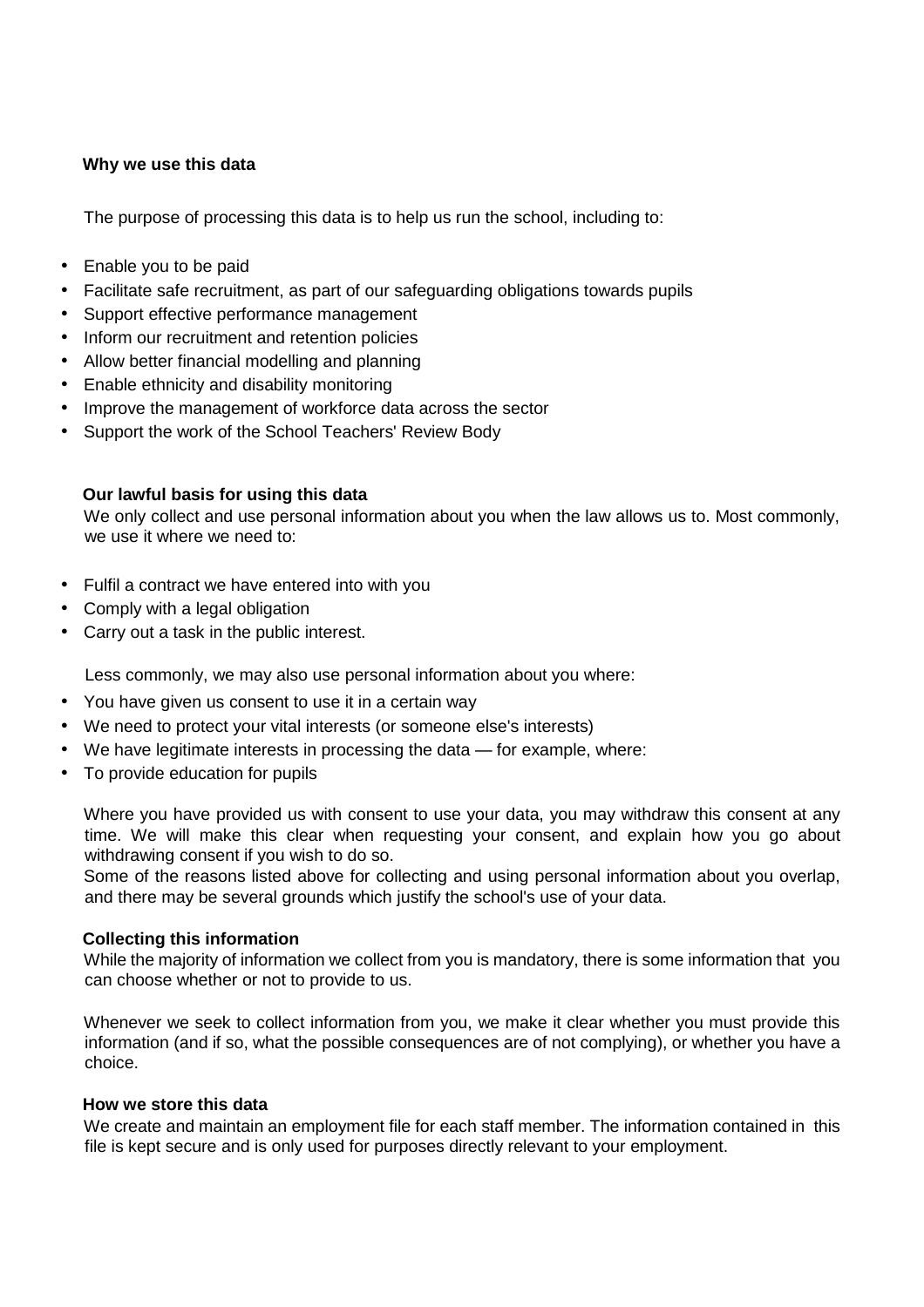## Why we use this data

The purpose of processing this data is to help us run the school, including to:

- Enable you to be paid
- Facilitate safe recruitment, as part of our safeguarding obligations towards pupils
- Support effective performance management
- Inform our recruitment and retention policies
- Allow better financial modelling and planning
- Enable ethnicity and disability monitoring
- Improve the management of workforce data across the sector
- Support the work of the School Teachers' Review Body

## Our lawful basis for using this data

We only collect and use personal information about you when the law allows us to. Most commonly, we use it where we need to:

- Fulfil a contract we have entered into with you
- Comply with a legal obligation
- Carry out a task in the public interest.

Less commonly, we may also use personal information about you where:

- You have given us consent to use it in a certain way
- We need to protect your vital interests (or someone else's interests)
- We have legitimate interests in processing the data — for example, where:
- To provide education for pupils

Where you have provided us with consent to use your data, you may withdraw this consent at any time. We will make this clear when requesting your consent, and explain how you go about withdrawing consent if you wish to do so.

Some of the reasons listed above for collecting and using personal information about you overlap, and there may be several grounds which justify the school's use of your data.

## Collecting this information

While the majority of information we collect from you is mandatory, there is some information that you can choose whether or not to provide to us.

Whenever we seek to collect information from you, we make it clear whether you must provide this information (and if so, what the possible consequences are of not complying), or whether you have a choice.

## How we store this data

We create and maintain an employment file for each staff member. The information contained in this file is kept secure and is only used for purposes directly relevant to your employment.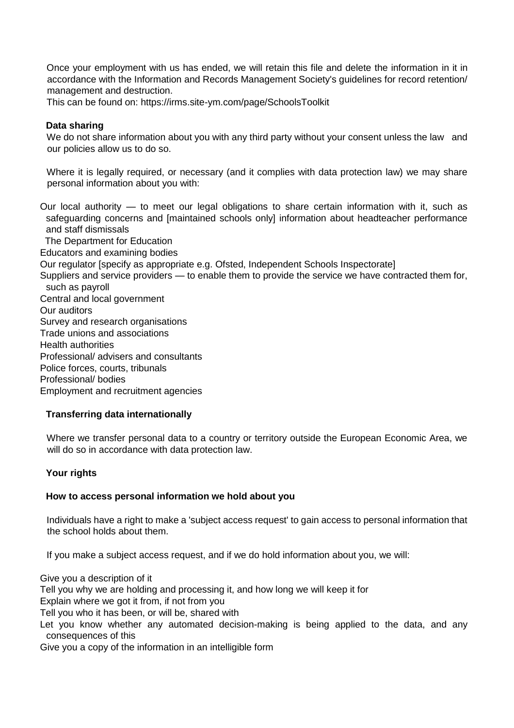Once your employment with us has ended, we will retain this file and delete the information in it in accordance with the Information and Records Management Society's guidelines for record retention/ management and destruction.

This can be found on: https://irms.site-ym.com/page/SchoolsToolkit

## Data sharing

We do not share information about you with any third party without your consent unless the law and our policies allow us to do so.

Where it is legally required, or necessary (and it complies with data protection law) we may share personal information about you with:

- Our local authority — to meet our legal obligations to share certain information with it, such as safeguarding concerns and [maintained schools only] information about headteacher performance and staff dismissals
- The Department for Education
- Educators and examining bodies
- Our regulator [specify as appropriate e.g. Ofsted, Independent Schools Inspectorate]
- Suppliers and service providers — to enable them to provide the service we have contracted them for, such as payroll
- Central and local government
- Our auditors
- Survey and research organisations
- Trade unions and associations
- Health authorities
- Professional/ advisers and consultants
- Police forces, courts, tribunals
- Professional/ bodies
- Employment and recruitment agencies

## Transferring data internationally

Where we transfer personal data to a country or territory outside the European Economic Area, we will do so in accordance with data protection law.

## Your rights

### How to access personal information we hold about you

Individuals have a right to make a 'subject access request' to gain access to personal information that the school holds about them.

If you make a subject access request, and if we do hold information about you, we will:

- Give you a description of it
- Tell you why we are holding and processing it, and how long we will keep it for
- Explain where we got it from, if not from you
- Tell you who it has been, or will be, shared with
- Let you know whether any automated decision-making is being applied to the data, and any consequences of this
- Give you a copy of the information in an intelligible form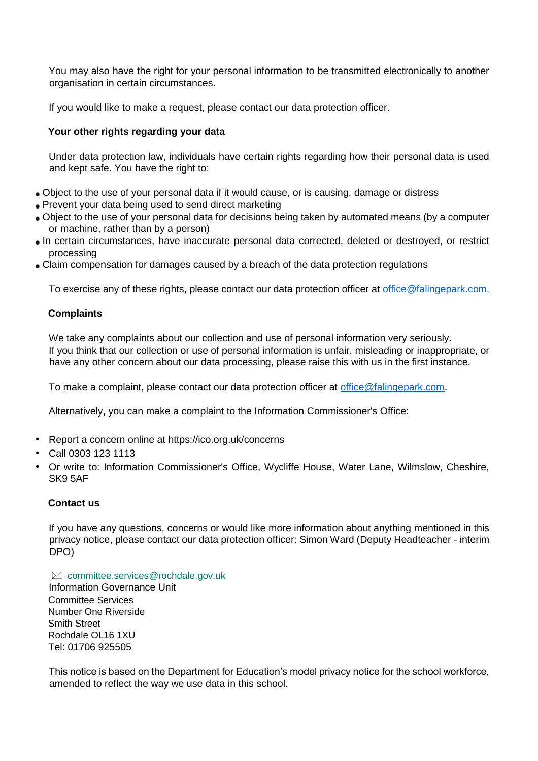You may also have the right for your personal information to be transmitted electronically to another organisation in certain circumstances.

If you would like to make a request, please contact our data protection officer.

**Your other rights regarding your data**

Under data protection law, individuals have certain rights regarding how their personal data is used and kept safe. You have the right to:

- Object to the use of your personal data if it would cause, or is causing, damage or distress
- Prevent your data being used to send direct marketing
- Object to the use of your personal data for decisions being taken by automated means (by a computer or machine, rather than by a person)
- In certain circumstances, have inaccurate personal data corrected, deleted or destroyed, or restrict processing
- Claim compensation for damages caused by a breach of the data protection regulations

To exercise any of these rights, please contact our data protection officer at office@falingepark.com.

**Complaints**

We take any complaints about our collection and use of personal information very seriously.
If you think that our collection or use of personal information is unfair, misleading or inappropriate, or have any other concern about our data processing, please raise this with us in the first instance.

To make a complaint, please contact our data protection officer at office@falingepark.com.

Alternatively, you can make a complaint to the Information Commissioner's Office:

- Report a concern online at https://ico.org.uk/concerns
- Call 0303 123 1113
- Or write to: Information Commissioner's Office, Wycliffe House, Water Lane, Wilmslow, Cheshire, SK9 5AF

**Contact us**

If you have any questions, concerns or would like more information about anything mentioned in this privacy notice, please contact our data protection officer: Simon Ward (Deputy Headteacher - interim DPO)

✉ committee.services@rochdale.gov.uk
Information Governance Unit
Committee Services
Number One Riverside
Smith Street
Rochdale OL16 1XU
Tel: 01706 925505

This notice is based on the Department for Education's model privacy notice for the school workforce, amended to reflect the way we use data in this school.